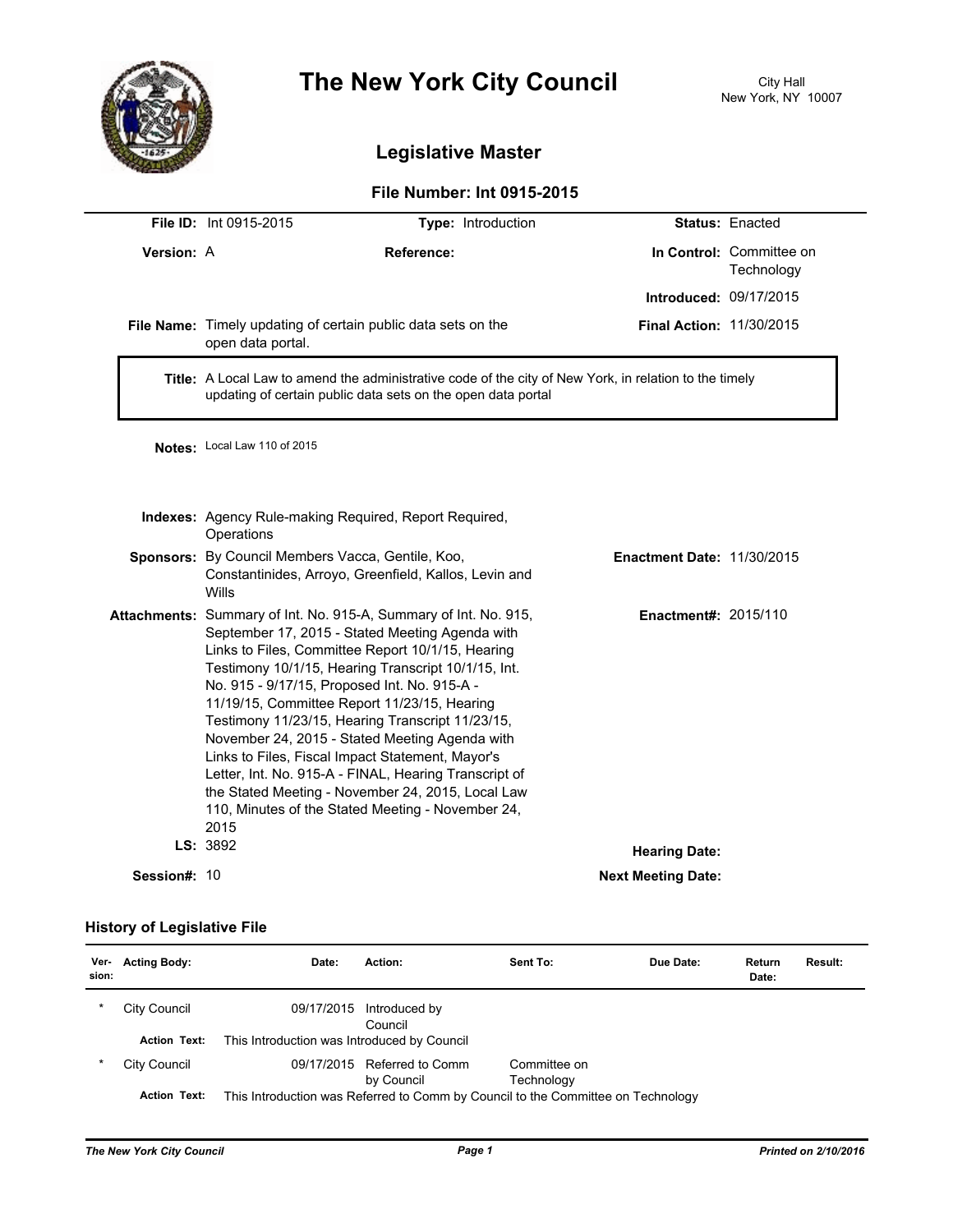# The New York City Council

City Hall
New York, NY 10007

## Legislative Master

### File Number: Int 0915-2015

**File ID:** Int 0915-2015 **Type:** Introduction **Status:** Enacted

**Version:** A **Reference:** **In Control:** Committee on Technology

**Introduced:** 09/17/2015

**File Name:** Timely updating of certain public data sets on the open data portal. **Final Action:** 11/30/2015

**Title:** A Local Law to amend the administrative code of the city of New York, in relation to the timely updating of certain public data sets on the open data portal

**Notes:** Local Law 110 of 2015

**Indexes:** Agency Rule-making Required, Report Required, Operations

**Sponsors:** By Council Members Vacca, Gentile, Koo, Constantinides, Arroyo, Greenfield, Kallos, Levin and Wills **Enactment Date:** 11/30/2015

**Attachments:** Summary of Int. No. 915-A, Summary of Int. No. 915, September 17, 2015 - Stated Meeting Agenda with Links to Files, Committee Report 10/1/15, Hearing Testimony 10/1/15, Hearing Transcript 10/1/15, Int. No. 915 - 9/17/15, Proposed Int. No. 915-A - 11/19/15, Committee Report 11/23/15, Hearing Testimony 11/23/15, Hearing Transcript 11/23/15, November 24, 2015 - Stated Meeting Agenda with Links to Files, Fiscal Impact Statement, Mayor's Letter, Int. No. 915-A - FINAL, Hearing Transcript of the Stated Meeting - November 24, 2015, Local Law 110, Minutes of the Stated Meeting - November 24, 2015 **Enactment#:** 2015/110

**LS:** 3892 **Hearing Date:**

**Session#:** 10 **Next Meeting Date:**

### History of Legislative File

| Version: | Acting Body: | Date: | Action: | Sent To: | Due Date: | Return Date: | Result: |
|---|---|---|---|---|---|---|---|
| * | City Council | 09/17/2015 | Introduced by Council | | | | |
| | **Action Text:** | This Introduction was Introduced by Council | | | | | |
| * | City Council | 09/17/2015 | Referred to Comm by Council | Committee on Technology | | | |
| | **Action Text:** | This Introduction was Referred to Comm by Council to the Committee on Technology | | | | | |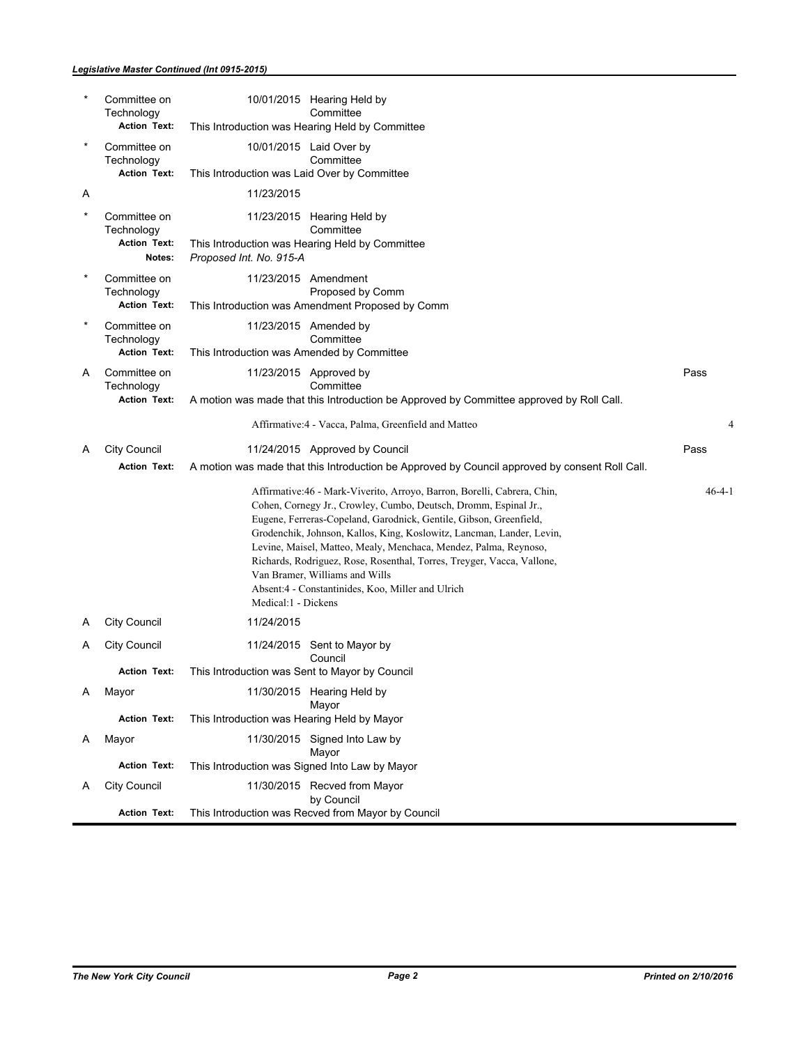| | | | | | |
|---|---|---|---|---|---|
| * | Committee on Technology | 10/01/2015 | Hearing Held by Committee | | |
| | **Action Text:** | This Introduction was Hearing Held by Committee | | | |
| * | Committee on Technology | 10/01/2015 | Laid Over by Committee | | |
| | **Action Text:** | This Introduction was Laid Over by Committee | | | |
| A | | 11/23/2015 | | | |
| * | Committee on Technology | 11/23/2015 | Hearing Held by Committee | | |
| | **Action Text:** | This Introduction was Hearing Held by Committee | | | |
| | **Notes:** | *Proposed Int. No. 915-A* | | | |
| * | Committee on Technology | 11/23/2015 | Amendment Proposed by Comm | | |
| | **Action Text:** | This Introduction was Amendment Proposed by Comm | | | |
| * | Committee on Technology | 11/23/2015 | Amended by Committee | | |
| | **Action Text:** | This Introduction was Amended by Committee | | | |
| A | Committee on Technology | 11/23/2015 | Approved by Committee | Pass | |
| | **Action Text:** | A motion was made that this Introduction be Approved by Committee approved by Roll Call. | | | |
| | | Affirmative:4 - Vacca, Palma, Greenfield and Matteo | | | 4 |
| A | City Council | 11/24/2015 | Approved by Council | Pass | |
| | **Action Text:** | A motion was made that this Introduction be Approved by Council approved by consent Roll Call. | | | |
| | | Affirmative:46 - Mark-Viverito, Arroyo, Barron, Borelli, Cabrera, Chin, Cohen, Cornegy Jr., Crowley, Cumbo, Deutsch, Dromm, Espinal Jr., Eugene, Ferreras-Copeland, Garodnick, Gentile, Gibson, Greenfield, Grodenchik, Johnson, Kallos, King, Koslowitz, Lancman, Lander, Levin, Levine, Maisel, Matteo, Mealy, Menchaca, Mendez, Palma, Reynoso, Richards, Rodriguez, Rose, Rosenthal, Torres, Treyger, Vacca, Vallone, Van Bramer, Williams and Wills<br>Absent:4 - Constantinides, Koo, Miller and Ulrich<br>Medical:1 - Dickens | | | 46-4-1 |
| A | City Council | 11/24/2015 | | | |
| A | City Council | 11/24/2015 | Sent to Mayor by Council | | |
| | **Action Text:** | This Introduction was Sent to Mayor by Council | | | |
| A | Mayor | 11/30/2015 | Hearing Held by Mayor | | |
| | **Action Text:** | This Introduction was Hearing Held by Mayor | | | |
| A | Mayor | 11/30/2015 | Signed Into Law by Mayor | | |
| | **Action Text:** | This Introduction was Signed Into Law by Mayor | | | |
| A | City Council | 11/30/2015 | Recved from Mayor by Council | | |
| | **Action Text:** | This Introduction was Recved from Mayor by Council | | | |